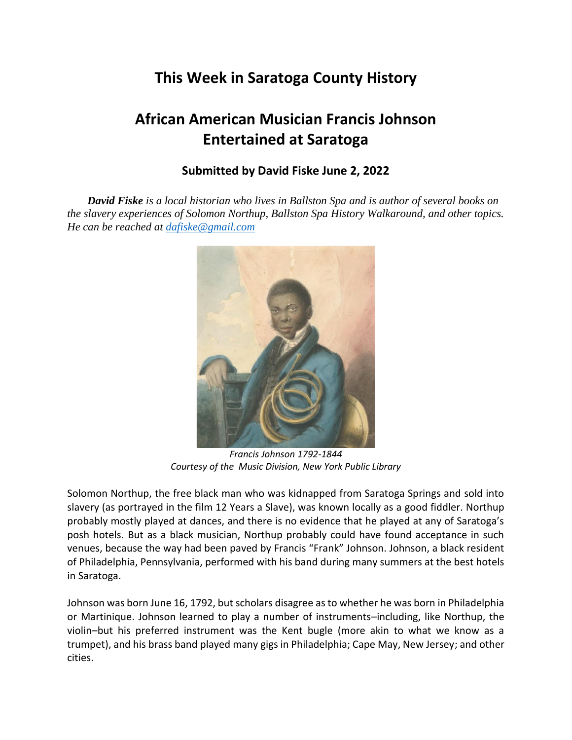# This Week in Saratoga County History

## African American Musician Francis Johnson Entertained at Saratoga

### Submitted by David Fiske June 2, 2022

***David Fiske*** *is a local historian who lives in Ballston Spa and is author of several books on the slavery experiences of Solomon Northup, Ballston Spa History Walkaround, and other topics. He can be reached at [dafiske@gmail.com](mailto:dafiske@gmail.com)*

*Francis Johnson 1792-1844*
*Courtesy of the Music Division, New York Public Library*

Solomon Northup, the free black man who was kidnapped from Saratoga Springs and sold into slavery (as portrayed in the film 12 Years a Slave), was known locally as a good fiddler. Northup probably mostly played at dances, and there is no evidence that he played at any of Saratoga's posh hotels. But as a black musician, Northup probably could have found acceptance in such venues, because the way had been paved by Francis "Frank" Johnson. Johnson, a black resident of Philadelphia, Pennsylvania, performed with his band during many summers at the best hotels in Saratoga.

Johnson was born June 16, 1792, but scholars disagree as to whether he was born in Philadelphia or Martinique. Johnson learned to play a number of instruments–including, like Northup, the violin–but his preferred instrument was the Kent bugle (more akin to what we know as a trumpet), and his brass band played many gigs in Philadelphia; Cape May, New Jersey; and other cities.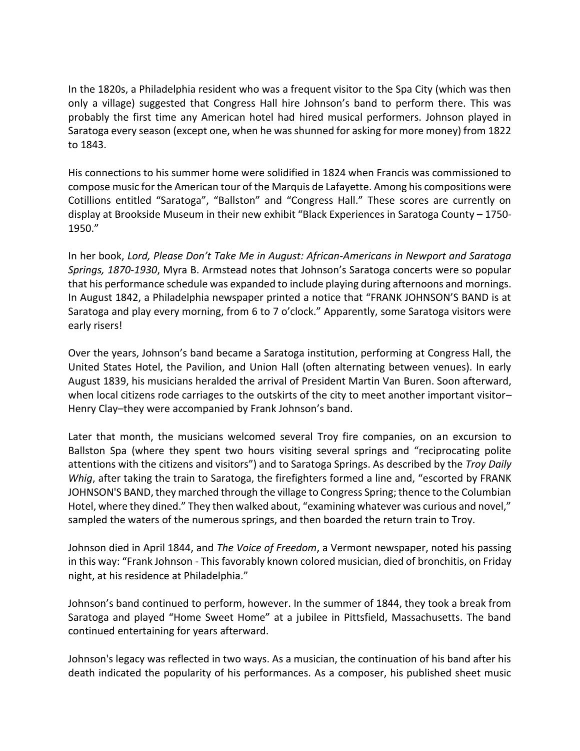In the 1820s, a Philadelphia resident who was a frequent visitor to the Spa City (which was then only a village) suggested that Congress Hall hire Johnson's band to perform there. This was probably the first time any American hotel had hired musical performers. Johnson played in Saratoga every season (except one, when he was shunned for asking for more money) from 1822 to 1843.

His connections to his summer home were solidified in 1824 when Francis was commissioned to compose music for the American tour of the Marquis de Lafayette. Among his compositions were Cotillions entitled "Saratoga", "Ballston" and "Congress Hall." These scores are currently on display at Brookside Museum in their new exhibit "Black Experiences in Saratoga County – 1750-1950."

In her book, *Lord, Please Don't Take Me in August: African-Americans in Newport and Saratoga Springs, 1870-1930*, Myra B. Armstead notes that Johnson's Saratoga concerts were so popular that his performance schedule was expanded to include playing during afternoons and mornings. In August 1842, a Philadelphia newspaper printed a notice that "FRANK JOHNSON'S BAND is at Saratoga and play every morning, from 6 to 7 o'clock." Apparently, some Saratoga visitors were early risers!

Over the years, Johnson's band became a Saratoga institution, performing at Congress Hall, the United States Hotel, the Pavilion, and Union Hall (often alternating between venues). In early August 1839, his musicians heralded the arrival of President Martin Van Buren. Soon afterward, when local citizens rode carriages to the outskirts of the city to meet another important visitor–Henry Clay–they were accompanied by Frank Johnson's band.

Later that month, the musicians welcomed several Troy fire companies, on an excursion to Ballston Spa (where they spent two hours visiting several springs and "reciprocating polite attentions with the citizens and visitors") and to Saratoga Springs. As described by the *Troy Daily Whig*, after taking the train to Saratoga, the firefighters formed a line and, "escorted by FRANK JOHNSON'S BAND, they marched through the village to Congress Spring; thence to the Columbian Hotel, where they dined." They then walked about, "examining whatever was curious and novel," sampled the waters of the numerous springs, and then boarded the return train to Troy.

Johnson died in April 1844, and *The Voice of Freedom*, a Vermont newspaper, noted his passing in this way: "Frank Johnson - This favorably known colored musician, died of bronchitis, on Friday night, at his residence at Philadelphia."

Johnson's band continued to perform, however. In the summer of 1844, they took a break from Saratoga and played "Home Sweet Home" at a jubilee in Pittsfield, Massachusetts. The band continued entertaining for years afterward.

Johnson's legacy was reflected in two ways. As a musician, the continuation of his band after his death indicated the popularity of his performances. As a composer, his published sheet music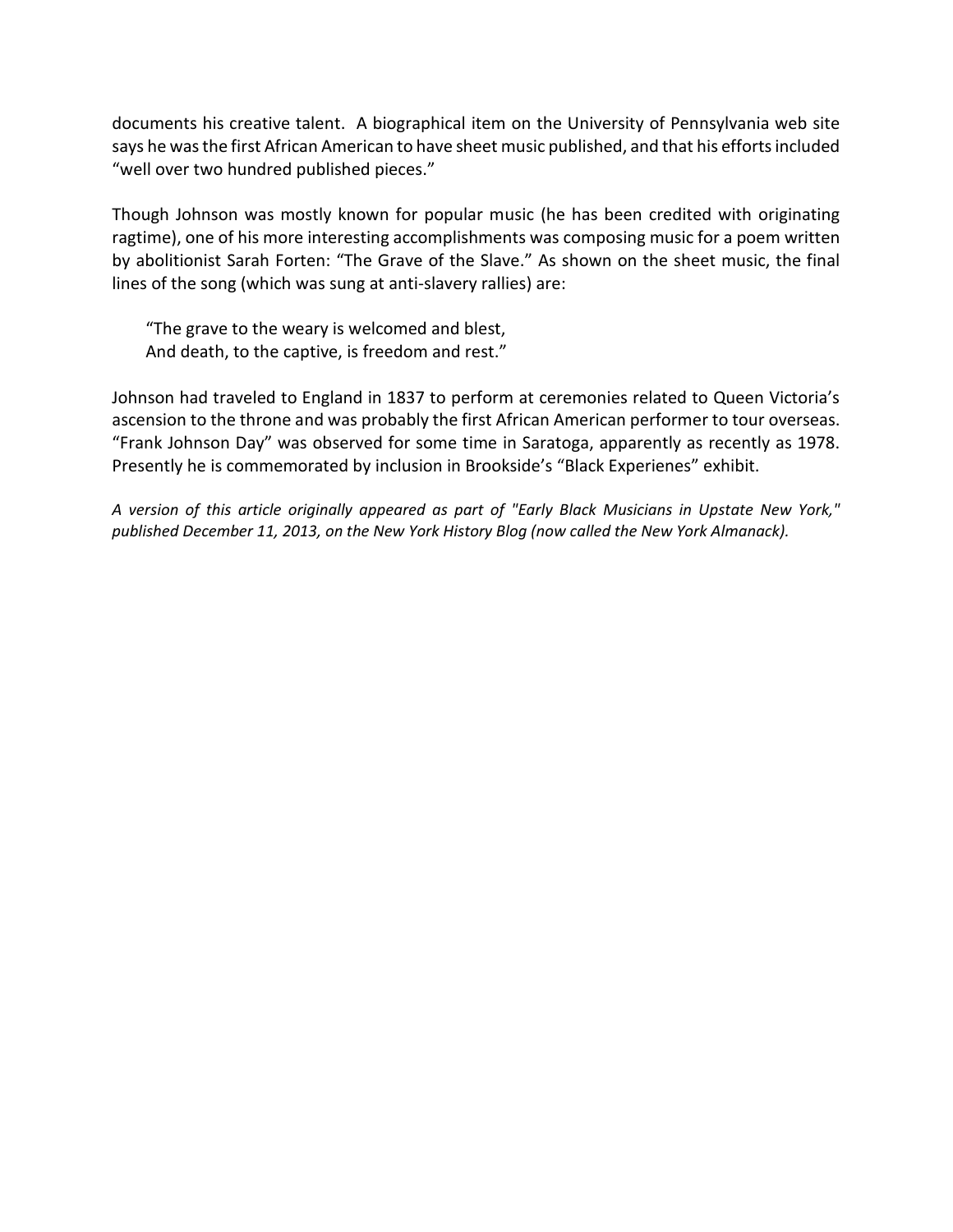documents his creative talent. A biographical item on the University of Pennsylvania web site says he was the first African American to have sheet music published, and that his efforts included "well over two hundred published pieces."

Though Johnson was mostly known for popular music (he has been credited with originating ragtime), one of his more interesting accomplishments was composing music for a poem written by abolitionist Sarah Forten: "The Grave of the Slave." As shown on the sheet music, the final lines of the song (which was sung at anti-slavery rallies) are:

> "The grave to the weary is welcomed and blest,
> And death, to the captive, is freedom and rest."

Johnson had traveled to England in 1837 to perform at ceremonies related to Queen Victoria's ascension to the throne and was probably the first African American performer to tour overseas. "Frank Johnson Day" was observed for some time in Saratoga, apparently as recently as 1978. Presently he is commemorated by inclusion in Brookside's "Black Experienes" exhibit.

*A version of this article originally appeared as part of "Early Black Musicians in Upstate New York," published December 11, 2013, on the New York History Blog (now called the New York Almanack).*